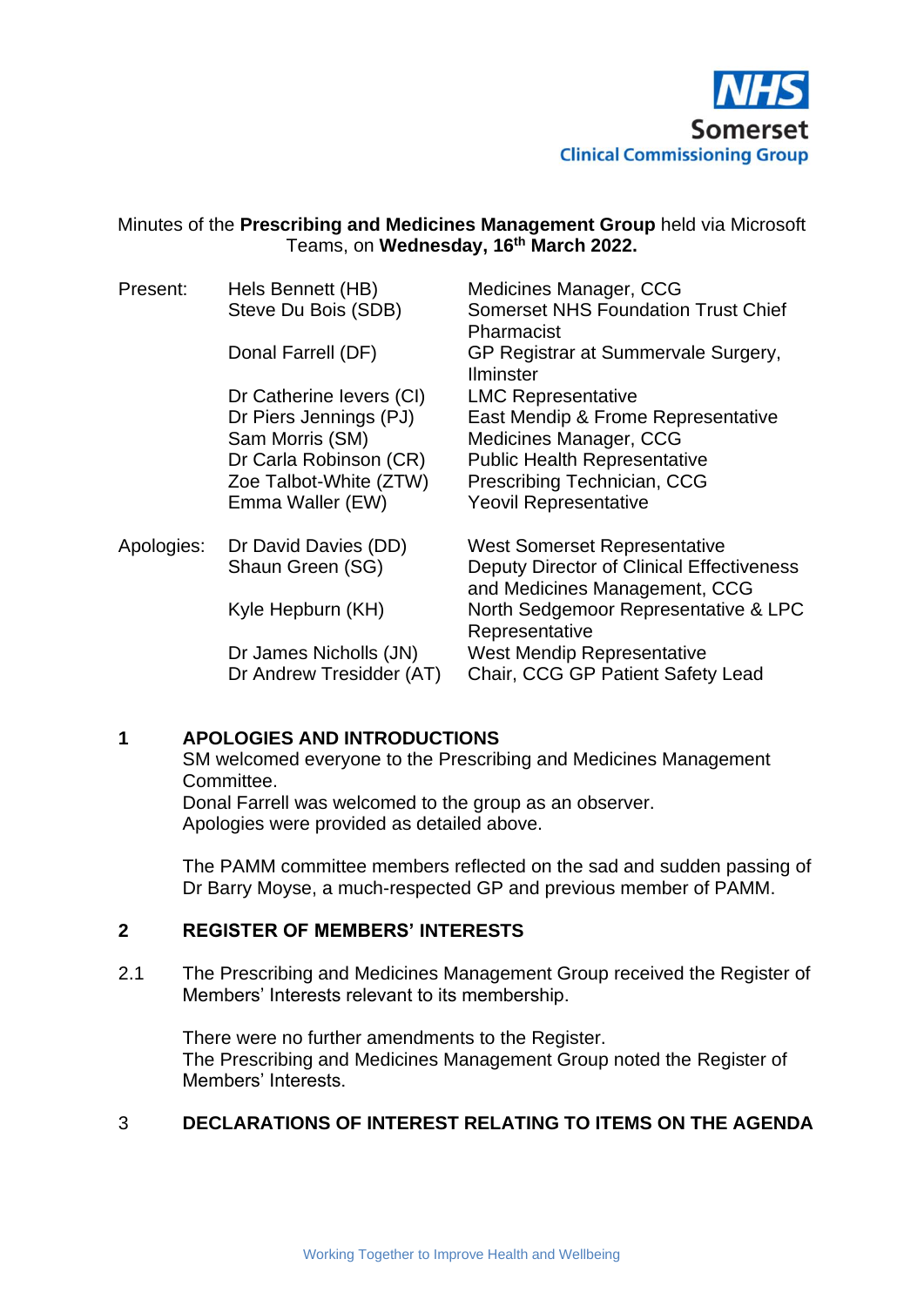NHS
Somerset
Clinical Commissioning Group

Minutes of the **Prescribing and Medicines Management Group** held via Microsoft Teams, on **Wednesday, 16th March 2022.**

| | | |
|---|---|---|
| Present: | Hels Bennett (HB) | Medicines Manager, CCG |
| | Steve Du Bois (SDB) | Somerset NHS Foundation Trust Chief Pharmacist |
| | Donal Farrell (DF) | GP Registrar at Summervale Surgery, Ilminster |
| | Dr Catherine Ievers (CI) | LMC Representative |
| | Dr Piers Jennings (PJ) | East Mendip & Frome Representative |
| | Sam Morris (SM) | Medicines Manager, CCG |
| | Dr Carla Robinson (CR) | Public Health Representative |
| | Zoe Talbot-White (ZTW) | Prescribing Technician, CCG |
| | Emma Waller (EW) | Yeovil Representative |
| Apologies: | Dr David Davies (DD) | West Somerset Representative |
| | Shaun Green (SG) | Deputy Director of Clinical Effectiveness and Medicines Management, CCG |
| | Kyle Hepburn (KH) | North Sedgemoor Representative & LPC Representative |
| | Dr James Nicholls (JN) | West Mendip Representative |
| | Dr Andrew Tresidder (AT) | Chair, CCG GP Patient Safety Lead |

## 1 APOLOGIES AND INTRODUCTIONS

SM welcomed everyone to the Prescribing and Medicines Management Committee.
Donal Farrell was welcomed to the group as an observer.
Apologies were provided as detailed above.

The PAMM committee members reflected on the sad and sudden passing of Dr Barry Moyse, a much-respected GP and previous member of PAMM.

## 2 REGISTER OF MEMBERS' INTERESTS

2.1 The Prescribing and Medicines Management Group received the Register of Members' Interests relevant to its membership.

There were no further amendments to the Register.
The Prescribing and Medicines Management Group noted the Register of Members' Interests.

## 3 DECLARATIONS OF INTEREST RELATING TO ITEMS ON THE AGENDA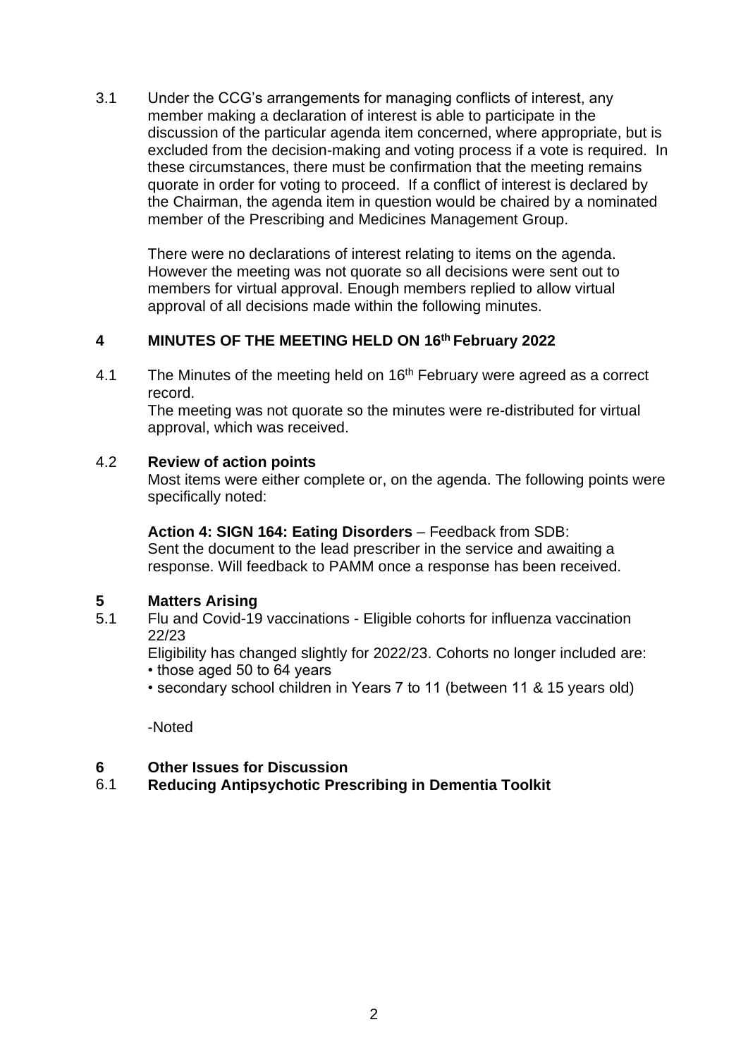3.1 Under the CCG's arrangements for managing conflicts of interest, any member making a declaration of interest is able to participate in the discussion of the particular agenda item concerned, where appropriate, but is excluded from the decision-making and voting process if a vote is required. In these circumstances, there must be confirmation that the meeting remains quorate in order for voting to proceed. If a conflict of interest is declared by the Chairman, the agenda item in question would be chaired by a nominated member of the Prescribing and Medicines Management Group.

There were no declarations of interest relating to items on the agenda. However the meeting was not quorate so all decisions were sent out to members for virtual approval. Enough members replied to allow virtual approval of all decisions made within the following minutes.

## 4 MINUTES OF THE MEETING HELD ON 16th February 2022

4.1 The Minutes of the meeting held on 16th February were agreed as a correct record.
The meeting was not quorate so the minutes were re-distributed for virtual approval, which was received.

4.2 **Review of action points**
Most items were either complete or, on the agenda. The following points were specifically noted:

**Action 4: SIGN 164: Eating Disorders** – Feedback from SDB:
Sent the document to the lead prescriber in the service and awaiting a response. Will feedback to PAMM once a response has been received.

## 5 Matters Arising

5.1 Flu and Covid-19 vaccinations - Eligible cohorts for influenza vaccination 22/23
Eligibility has changed slightly for 2022/23. Cohorts no longer included are:
- those aged 50 to 64 years
- secondary school children in Years 7 to 11 (between 11 & 15 years old)

-Noted

## 6 Other Issues for Discussion

6.1 **Reducing Antipsychotic Prescribing in Dementia Toolkit**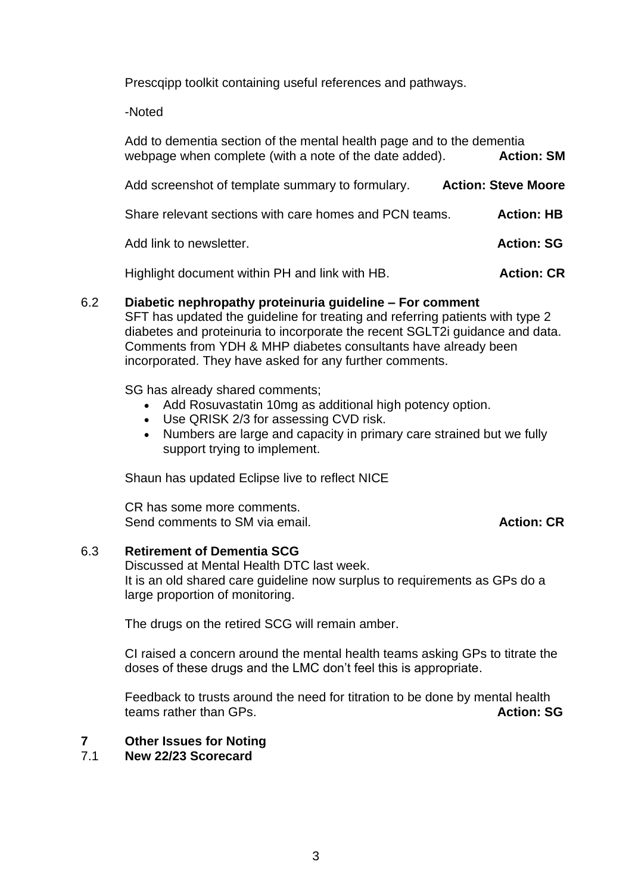Prescqipp toolkit containing useful references and pathways.

-Noted

Add to dementia section of the mental health page and to the dementia webpage when complete (with a note of the date added). **Action: SM**

Add screenshot of template summary to formulary. **Action: Steve Moore**

Share relevant sections with care homes and PCN teams. **Action: HB**

Add link to newsletter. **Action: SG**

Highlight document within PH and link with HB. **Action: CR**

### 6.2 Diabetic nephropathy proteinuria guideline – For comment

SFT has updated the guideline for treating and referring patients with type 2 diabetes and proteinuria to incorporate the recent SGLT2i guidance and data. Comments from YDH & MHP diabetes consultants have already been incorporated. They have asked for any further comments.

SG has already shared comments;

- Add Rosuvastatin 10mg as additional high potency option.
- Use QRISK 2/3 for assessing CVD risk.
- Numbers are large and capacity in primary care strained but we fully support trying to implement.

Shaun has updated Eclipse live to reflect NICE

CR has some more comments.
Send comments to SM via email. **Action: CR**

### 6.3 Retirement of Dementia SCG

Discussed at Mental Health DTC last week.
It is an old shared care guideline now surplus to requirements as GPs do a large proportion of monitoring.

The drugs on the retired SCG will remain amber.

CI raised a concern around the mental health teams asking GPs to titrate the doses of these drugs and the LMC don't feel this is appropriate.

Feedback to trusts around the need for titration to be done by mental health teams rather than GPs. **Action: SG**

## 7 Other Issues for Noting

### 7.1 New 22/23 Scorecard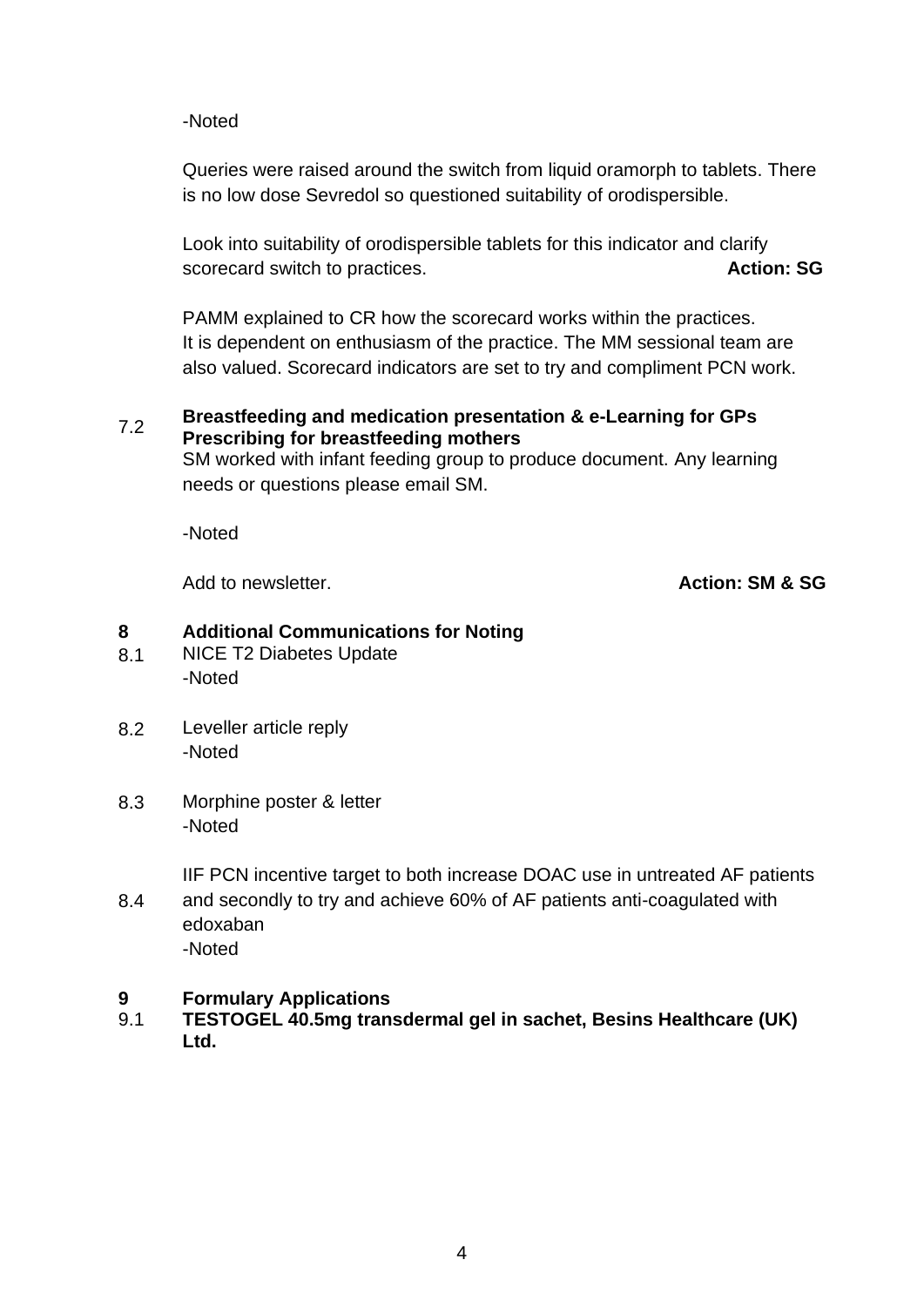-Noted

Queries were raised around the switch from liquid oramorph to tablets. There is no low dose Sevredol so questioned suitability of orodispersible.

Look into suitability of orodispersible tablets for this indicator and clarify scorecard switch to practices. **Action: SG**

PAMM explained to CR how the scorecard works within the practices. It is dependent on enthusiasm of the practice. The MM sessional team are also valued. Scorecard indicators are set to try and compliment PCN work.

7.2 **Breastfeeding and medication presentation & e-Learning for GPs Prescribing for breastfeeding mothers**

SM worked with infant feeding group to produce document. Any learning needs or questions please email SM.

-Noted

Add to newsletter. **Action: SM & SG**

## 8 Additional Communications for Noting

8.1 NICE T2 Diabetes Update
-Noted

8.2 Leveller article reply
-Noted

8.3 Morphine poster & letter
-Noted

8.4 IIF PCN incentive target to both increase DOAC use in untreated AF patients and secondly to try and achieve 60% of AF patients anti-coagulated with edoxaban
-Noted

## 9 Formulary Applications

9.1 **TESTOGEL 40.5mg transdermal gel in sachet, Besins Healthcare (UK) Ltd.**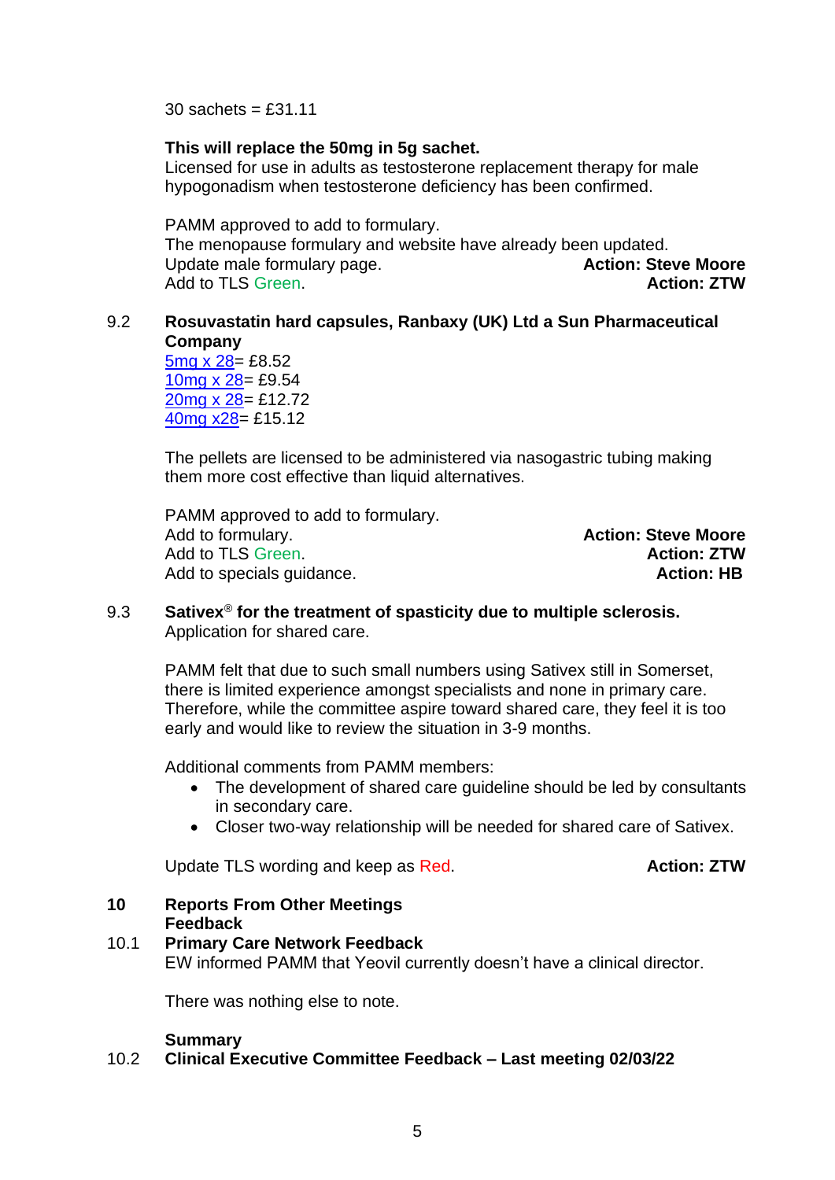30 sachets = £31.11

**This will replace the 50mg in 5g sachet.**
Licensed for use in adults as testosterone replacement therapy for male hypogonadism when testosterone deficiency has been confirmed.

PAMM approved to add to formulary.
The menopause formulary and website have already been updated.
Update male formulary page. **Action: Steve Moore**
Add to TLS Green. **Action: ZTW**

**9.2 Rosuvastatin hard capsules, Ranbaxy (UK) Ltd a Sun Pharmaceutical Company**
5mg x 28= £8.52
10mg x 28= £9.54
20mg x 28= £12.72
40mg x28= £15.12

The pellets are licensed to be administered via nasogastric tubing making them more cost effective than liquid alternatives.

PAMM approved to add to formulary.
Add to formulary. **Action: Steve Moore**
Add to TLS Green. **Action: ZTW**
Add to specials guidance. **Action: HB**

**9.3 Sativex® for the treatment of spasticity due to multiple sclerosis.**
Application for shared care.

PAMM felt that due to such small numbers using Sativex still in Somerset, there is limited experience amongst specialists and none in primary care. Therefore, while the committee aspire toward shared care, they feel it is too early and would like to review the situation in 3-9 months.

Additional comments from PAMM members:

- The development of shared care guideline should be led by consultants in secondary care.
- Closer two-way relationship will be needed for shared care of Sativex.

Update TLS wording and keep as Red. **Action: ZTW**

**10 Reports From Other Meetings**
**Feedback**

**10.1 Primary Care Network Feedback**
EW informed PAMM that Yeovil currently doesn't have a clinical director.

There was nothing else to note.

**Summary**
**10.2 Clinical Executive Committee Feedback – Last meeting 02/03/22**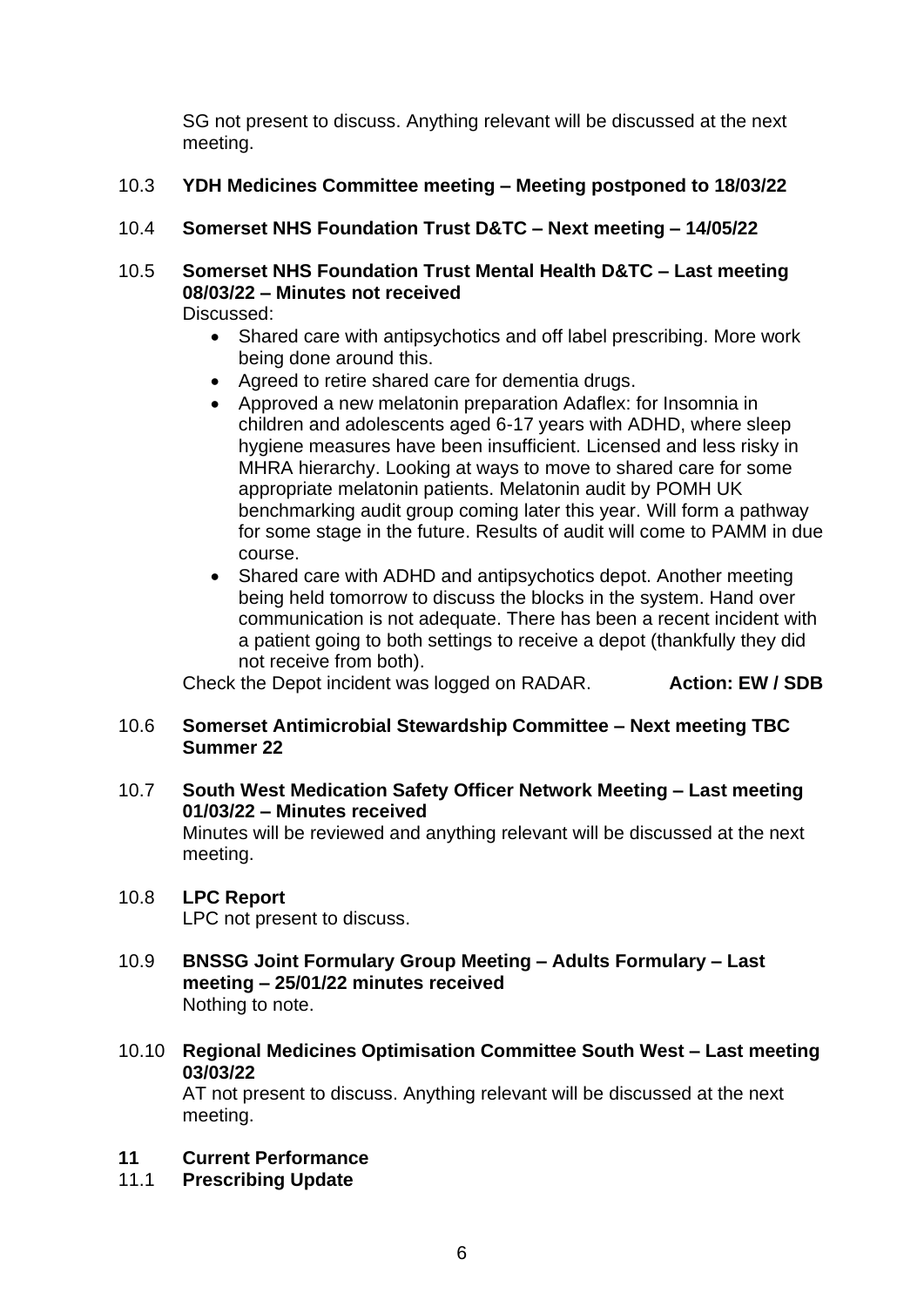SG not present to discuss. Anything relevant will be discussed at the next meeting.

10.3 **YDH Medicines Committee meeting – Meeting postponed to 18/03/22**

10.4 **Somerset NHS Foundation Trust D&TC – Next meeting – 14/05/22**

10.5 **Somerset NHS Foundation Trust Mental Health D&TC – Last meeting 08/03/22 – Minutes not received**

Discussed:

- Shared care with antipsychotics and off label prescribing. More work being done around this.
- Agreed to retire shared care for dementia drugs.
- Approved a new melatonin preparation Adaflex: for Insomnia in children and adolescents aged 6-17 years with ADHD, where sleep hygiene measures have been insufficient. Licensed and less risky in MHRA hierarchy. Looking at ways to move to shared care for some appropriate melatonin patients. Melatonin audit by POMH UK benchmarking audit group coming later this year. Will form a pathway for some stage in the future. Results of audit will come to PAMM in due course.
- Shared care with ADHD and antipsychotics depot. Another meeting being held tomorrow to discuss the blocks in the system. Hand over communication is not adequate. There has been a recent incident with a patient going to both settings to receive a depot (thankfully they did not receive from both).

Check the Depot incident was logged on RADAR. **Action: EW / SDB**

10.6 **Somerset Antimicrobial Stewardship Committee – Next meeting TBC Summer 22**

10.7 **South West Medication Safety Officer Network Meeting – Last meeting 01/03/22 – Minutes received**

Minutes will be reviewed and anything relevant will be discussed at the next meeting.

10.8 **LPC Report**

LPC not present to discuss.

10.9 **BNSSG Joint Formulary Group Meeting – Adults Formulary – Last meeting – 25/01/22 minutes received**

Nothing to note.

10.10 **Regional Medicines Optimisation Committee South West – Last meeting 03/03/22**

AT not present to discuss. Anything relevant will be discussed at the next meeting.

## 11 Current Performance

### 11.1 Prescribing Update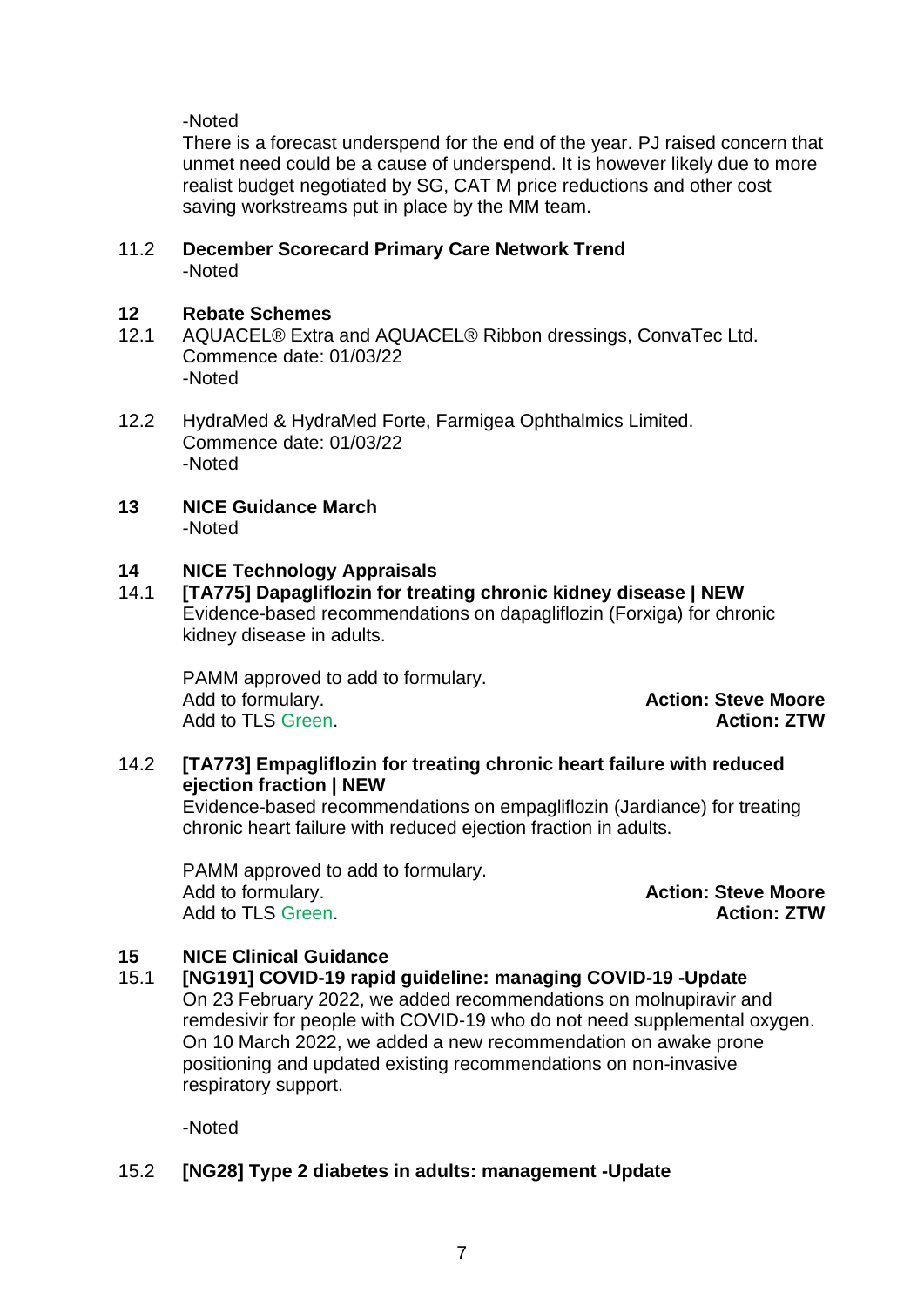-Noted

There is a forecast underspend for the end of the year. PJ raised concern that unmet need could be a cause of underspend. It is however likely due to more realist budget negotiated by SG, CAT M price reductions and other cost saving workstreams put in place by the MM team.

11.2 **December Scorecard Primary Care Network Trend**

-Noted

## 12 Rebate Schemes

12.1 AQUACEL® Extra and AQUACEL® Ribbon dressings, ConvaTec Ltd.
Commence date: 01/03/22
-Noted

12.2 HydraMed & HydraMed Forte, Farmigea Ophthalmics Limited.
Commence date: 01/03/22
-Noted

## 13 NICE Guidance March

-Noted

## 14 NICE Technology Appraisals

14.1 **[TA775] Dapagliflozin for treating chronic kidney disease | NEW**

Evidence-based recommendations on dapagliflozin (Forxiga) for chronic kidney disease in adults.

PAMM approved to add to formulary.
Add to formulary. **Action: Steve Moore**
Add to TLS Green. **Action: ZTW**

14.2 **[TA773] Empagliflozin for treating chronic heart failure with reduced ejection fraction | NEW**

Evidence-based recommendations on empagliflozin (Jardiance) for treating chronic heart failure with reduced ejection fraction in adults.

PAMM approved to add to formulary.
Add to formulary. **Action: Steve Moore**
Add to TLS Green. **Action: ZTW**

## 15 NICE Clinical Guidance

15.1 **[NG191] COVID-19 rapid guideline: managing COVID-19 -Update**

On 23 February 2022, we added recommendations on molnupiravir and remdesivir for people with COVID-19 who do not need supplemental oxygen. On 10 March 2022, we added a new recommendation on awake prone positioning and updated existing recommendations on non-invasive respiratory support.

-Noted

15.2 **[NG28] Type 2 diabetes in adults: management -Update**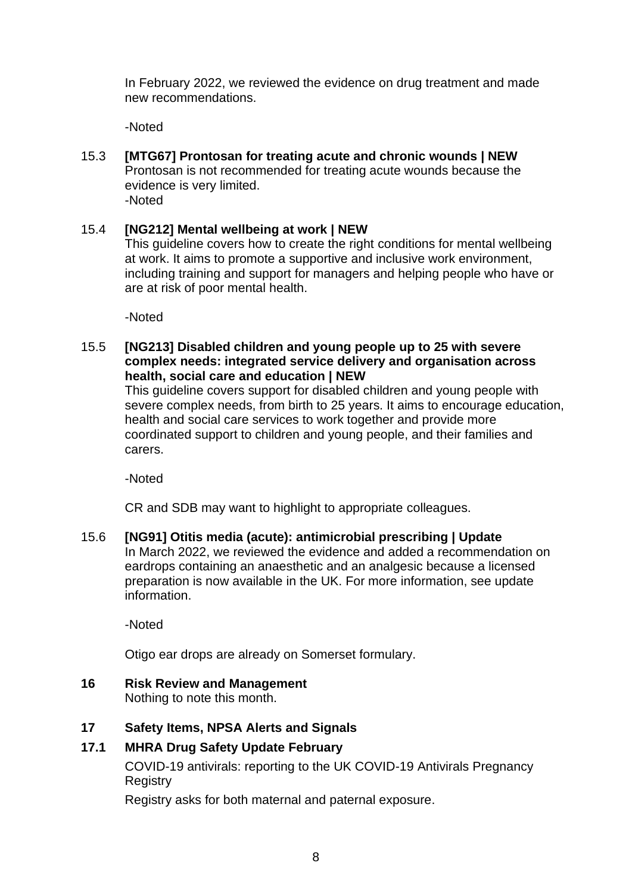In February 2022, we reviewed the evidence on drug treatment and made new recommendations.

-Noted

15.3 **[MTG67] Prontosan for treating acute and chronic wounds | NEW**
Prontosan is not recommended for treating acute wounds because the evidence is very limited.
-Noted

15.4 **[NG212] Mental wellbeing at work | NEW**
This guideline covers how to create the right conditions for mental wellbeing at work. It aims to promote a supportive and inclusive work environment, including training and support for managers and helping people who have or are at risk of poor mental health.

-Noted

15.5 **[NG213] Disabled children and young people up to 25 with severe complex needs: integrated service delivery and organisation across health, social care and education | NEW**
This guideline covers support for disabled children and young people with severe complex needs, from birth to 25 years. It aims to encourage education, health and social care services to work together and provide more coordinated support to children and young people, and their families and carers.

-Noted

CR and SDB may want to highlight to appropriate colleagues.

15.6 **[NG91] Otitis media (acute): antimicrobial prescribing | Update**
In March 2022, we reviewed the evidence and added a recommendation on eardrops containing an anaesthetic and an analgesic because a licensed preparation is now available in the UK. For more information, see update information.

-Noted

Otigo ear drops are already on Somerset formulary.

## 16 Risk Review and Management

Nothing to note this month.

## 17 Safety Items, NPSA Alerts and Signals

### 17.1 MHRA Drug Safety Update February

COVID-19 antivirals: reporting to the UK COVID-19 Antivirals Pregnancy Registry

Registry asks for both maternal and paternal exposure.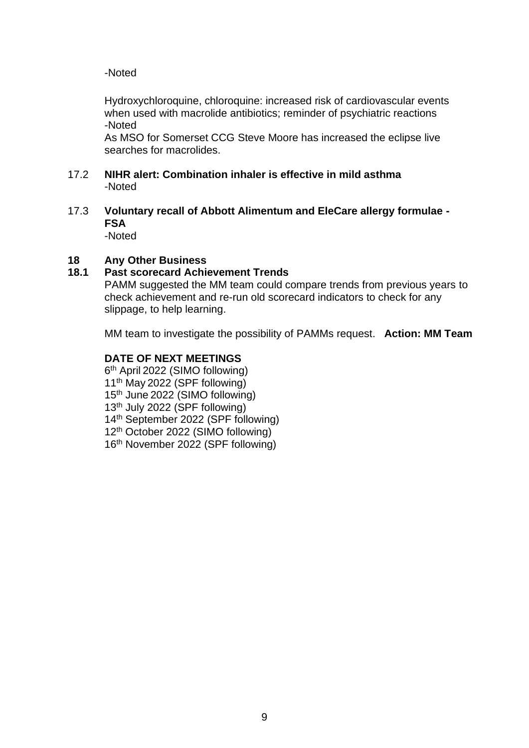-Noted

Hydroxychloroquine, chloroquine: increased risk of cardiovascular events when used with macrolide antibiotics; reminder of psychiatric reactions
-Noted
As MSO for Somerset CCG Steve Moore has increased the eclipse live searches for macrolides.

17.2 **NIHR alert: Combination inhaler is effective in mild asthma**
-Noted

17.3 **Voluntary recall of Abbott Alimentum and EleCare allergy formulae - FSA**
-Noted

## 18 Any Other Business

### 18.1 Past scorecard Achievement Trends

PAMM suggested the MM team could compare trends from previous years to check achievement and re-run old scorecard indicators to check for any slippage, to help learning.

MM team to investigate the possibility of PAMMs request. **Action: MM Team**

**DATE OF NEXT MEETINGS**

6th April 2022 (SIMO following)
11th May 2022 (SPF following)
15th June 2022 (SIMO following)
13th July 2022 (SPF following)
14th September 2022 (SPF following)
12th October 2022 (SIMO following)
16th November 2022 (SPF following)